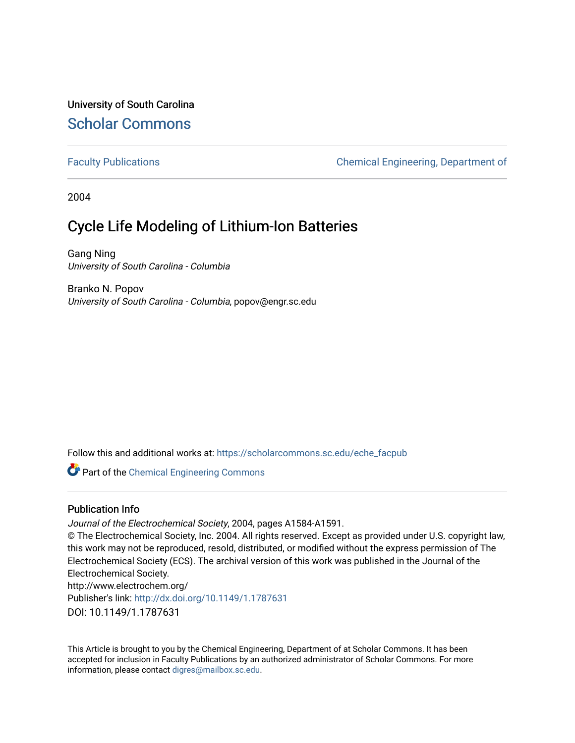University of South Carolina

Scholar Commons

Faculty Publications

Chemical Engineering, Department of

2004

# Cycle Life Modeling of Lithium-Ion Batteries

Gang Ning
*University of South Carolina - Columbia*

Branko N. Popov
*University of South Carolina - Columbia*, popov@engr.sc.edu

Follow this and additional works at: https://scholarcommons.sc.edu/eche_facpub

Part of the Chemical Engineering Commons

## Publication Info

*Journal of the Electrochemical Society*, 2004, pages A1584-A1591.
© The Electrochemical Society, Inc. 2004. All rights reserved. Except as provided under U.S. copyright law, this work may not be reproduced, resold, distributed, or modified without the express permission of The Electrochemical Society (ECS). The archival version of this work was published in the Journal of the Electrochemical Society.
http://www.electrochem.org/
Publisher's link: http://dx.doi.org/10.1149/1.1787631
DOI: 10.1149/1.1787631

This Article is brought to you by the Chemical Engineering, Department of at Scholar Commons. It has been accepted for inclusion in Faculty Publications by an authorized administrator of Scholar Commons. For more information, please contact digres@mailbox.sc.edu.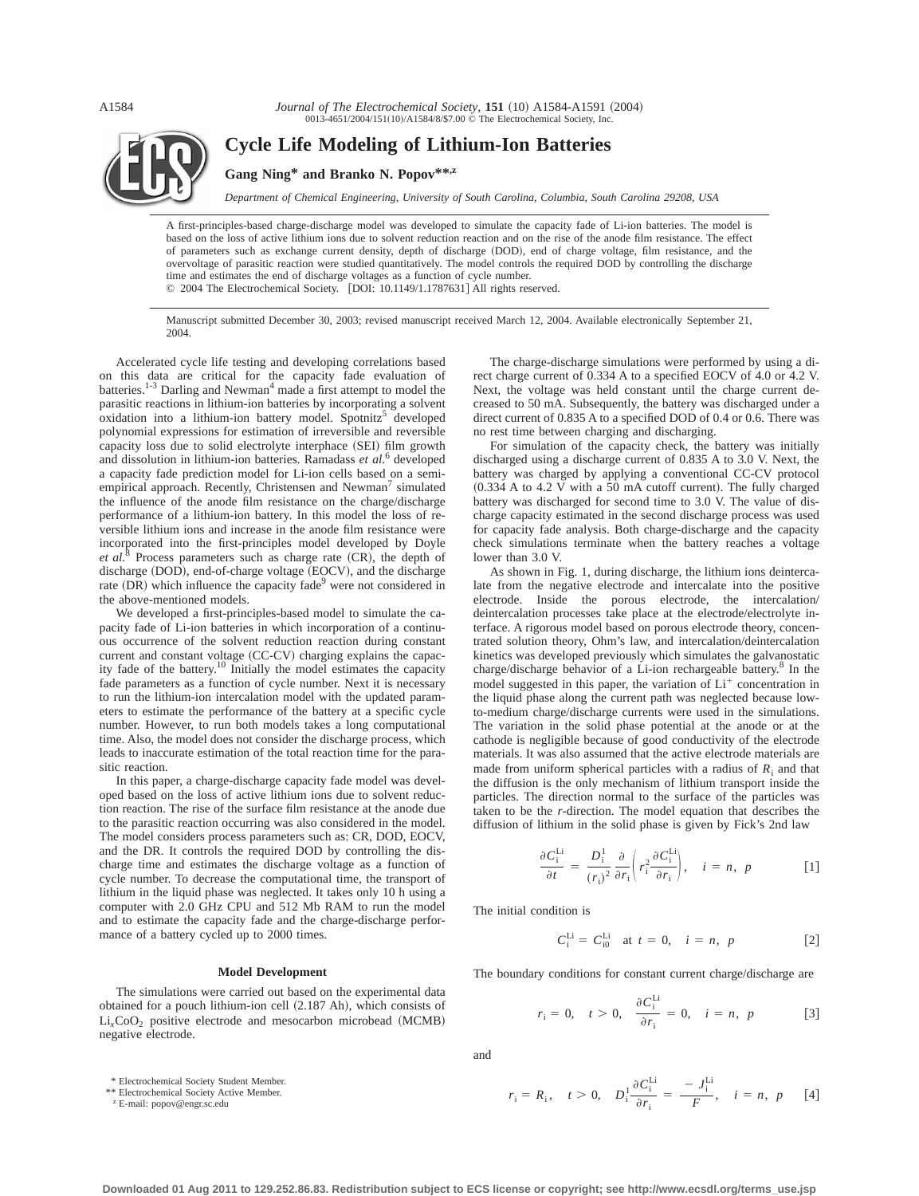# Cycle Life Modeling of Lithium-Ion Batteries

**Gang Ning*** **and Branko N. Popov****,z

*Department of Chemical Engineering, University of South Carolina, Columbia, South Carolina 29208, USA*

A first-principles-based charge-discharge model was developed to simulate the capacity fade of Li-ion batteries. The model is based on the loss of active lithium ions due to solvent reduction reaction and on the rise of the anode film resistance. The effect of parameters such as exchange current density, depth of discharge (DOD), end of charge voltage, film resistance, and the overvoltage of parasitic reaction were studied quantitatively. The model controls the required DOD by controlling the discharge time and estimates the end of discharge voltages as a function of cycle number.

© 2004 The Electrochemical Society. [DOI: 10.1149/1.1787631] All rights reserved.

Manuscript submitted December 30, 2003; revised manuscript received March 12, 2004. Available electronically September 21, 2004.

Accelerated cycle life testing and developing correlations based on this data are critical for the capacity fade evaluation of batteries.[1-3] Darling and Newman[4] made a first attempt to model the parasitic reactions in lithium-ion batteries by incorporating a solvent oxidation into a lithium-ion battery model. Spotnitz[5] developed polynomial expressions for estimation of irreversible and reversible capacity loss due to solid electrolyte interphace (SEI) film growth and dissolution in lithium-ion batteries. Ramadass *et al.*[6] developed a capacity fade prediction model for Li-ion cells based on a semi-empirical approach. Recently, Christensen and Newman[7] simulated the influence of the anode film resistance on the charge/discharge performance of a lithium-ion battery. In this model the loss of reversible lithium ions and increase in the anode film resistance were incorporated into the first-principles model developed by Doyle *et al.*[8] Process parameters such as charge rate (CR), the depth of discharge (DOD), end-of-charge voltage (EOCV), and the discharge rate (DR) which influence the capacity fade[9] were not considered in the above-mentioned models.

We developed a first-principles-based model to simulate the capacity fade of Li-ion batteries in which incorporation of a continuous occurrence of the solvent reduction reaction during constant current and constant voltage (CC-CV) charging explains the capacity fade of the battery.[10] Initially the model estimates the capacity fade parameters as a function of cycle number. Next it is necessary to run the lithium-ion intercalation model with the updated parameters to estimate the performance of the battery at a specific cycle number. However, to run both models takes a long computational time. Also, the model does not consider the discharge process, which leads to inaccurate estimation of the total reaction time for the parasitic reaction.

In this paper, a charge-discharge capacity fade model was developed based on the loss of active lithium ions due to solvent reduction reaction. The rise of the surface film resistance at the anode due to the parasitic reaction occurring was also considered in the model. The model considers process parameters such as: CR, DOD, EOCV, and the DR. It controls the required DOD by controlling the discharge time and estimates the discharge voltage as a function of cycle number. To decrease the computational time, the transport of lithium in the liquid phase was neglected. It takes only 10 h using a computer with 2.0 GHz CPU and 512 Mb RAM to run the model and to estimate the capacity fade and the charge-discharge performance of a battery cycled up to 2000 times.

## Model Development

The simulations were carried out based on the experimental data obtained for a pouch lithium-ion cell (2.187 Ah), which consists of $Li_xCoO_2$ positive electrode and mesocarbon microbead (MCMB) negative electrode.

The charge-discharge simulations were performed by using a direct charge current of 0.334 A to a specified EOCV of 4.0 or 4.2 V. Next, the voltage was held constant until the charge current decreased to 50 mA. Subsequently, the battery was discharged under a direct current of 0.835 A to a specified DOD of 0.4 or 0.6. There was no rest time between charging and discharging.

For simulation of the capacity check, the battery was initially discharged using a discharge current of 0.835 A to 3.0 V. Next, the battery was charged by applying a conventional CC-CV protocol (0.334 A to 4.2 V with a 50 mA cutoff current). The fully charged battery was discharged for second time to 3.0 V. The value of discharge capacity estimated in the second discharge process was used for capacity fade analysis. Both charge-discharge and the capacity check simulations terminate when the battery reaches a voltage lower than 3.0 V.

As shown in Fig. 1, during discharge, the lithium ions deintercalate from the negative electrode and intercalate into the positive electrode. Inside the porous electrode, the intercalation/deintercalation processes take place at the electrode/electrolyte interface. A rigorous model based on porous electrode theory, concentrated solution theory, Ohm's law, and intercalation/deintercalation kinetics was developed previously which simulates the galvanostatic charge/discharge behavior of a Li-ion rechargeable battery.[8] In the model suggested in this paper, the variation of $Li^+$ concentration in the liquid phase along the current path was neglected because low-to-medium charge/discharge currents were used in the simulations. The variation in the solid phase potential at the anode or at the cathode is negligible because of good conductivity of the electrode materials. It was also assumed that the active electrode materials are made from uniform spherical particles with a radius of $R_i$ and that the diffusion is the only mechanism of lithium transport inside the particles. The direction normal to the surface of the particles was taken to be the *r*-direction. The model equation that describes the diffusion of lithium in the solid phase is given by Fick's 2nd law

$$\frac{\partial C_i^{Li}}{\partial t} = \frac{D_i^1}{(r_i)^2}\frac{\partial}{\partial r_i}\left(r_i^2\frac{\partial C_i^{Li}}{\partial r_i}\right), \quad i = n,\ p \qquad [1]$$

The initial condition is

$$C_i^{Li} = C_{i0}^{Li} \quad \text{at } t = 0, \quad i = n,\ p \qquad [2]$$

The boundary conditions for constant current charge/discharge are

$$r_i = 0, \quad t > 0, \quad \frac{\partial C_i^{Li}}{\partial r_i} = 0, \quad i = n,\ p \qquad [3]$$

and

$$r_i = R_i, \quad t > 0, \quad D_i^1\frac{\partial C_i^{Li}}{\partial r_i} = \frac{-J_i^{Li}}{F}, \quad i = n,\ p \qquad [4]$$

\* Electrochemical Society Student Member.
\*\* Electrochemical Society Active Member.
z E-mail: popov@engr.sc.edu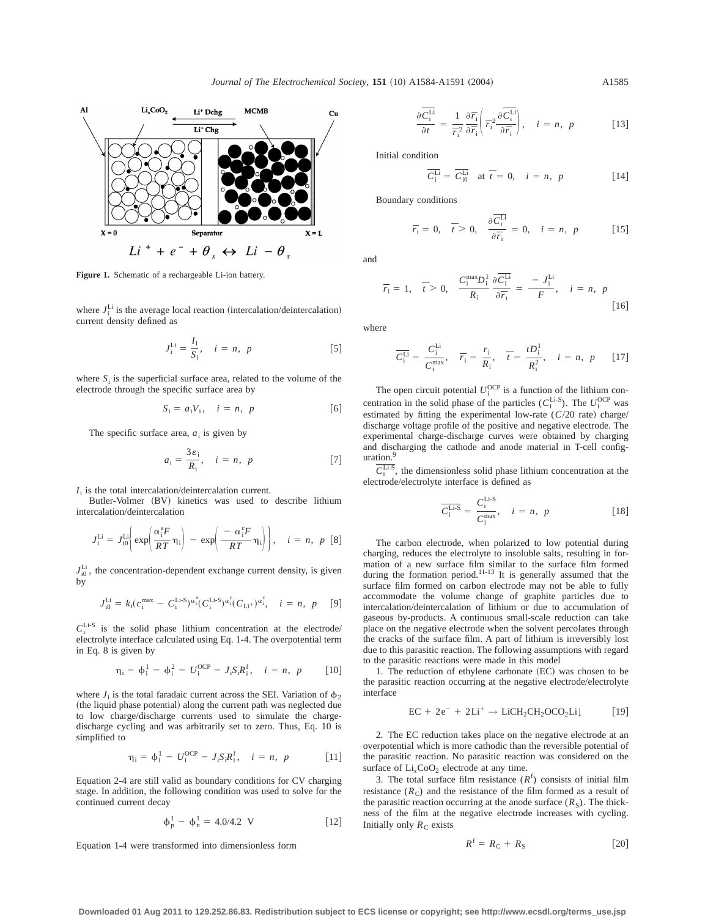Figure 1. Schematic of a rechargeable Li-ion battery.

where $J_i^{Li}$ is the average local reaction (intercalation/deintercalation) current density defined as

$$J_i^{Li} = \frac{I_i}{S_i}, \quad i = n,\ p \tag{5}$$

where $S_i$ is the superficial surface area, related to the volume of the electrode through the specific surface area by

$$S_i = a_i V_i, \quad i = n,\ p \tag{6}$$

The specific surface area, $a_i$ is given by

$$a_i = \frac{3\varepsilon_i}{R_i}, \quad i = n,\ p \tag{7}$$

$I_i$ is the total intercalation/deintercalation current.

Butler-Volmer (BV) kinetics was used to describe lithium intercalation/deintercalation

$$J_i^{Li} = J_{i0}^{Li}\left\{\exp\left(\frac{\alpha_i^a F}{RT}\eta_i\right) - \exp\left(\frac{-\alpha_i^c F}{RT}\eta_i\right)\right\}, \quad i = n,\ p \tag{8}$$

$J_{i0}^{Li}$, the concentration-dependent exchange current density, is given by

$$J_{i0}^{Li} = k_i(c_i^{max} - C_i^{Li\text{-}S})^{\alpha_i^a}(C_i^{Li\text{-}S})^{\alpha_i^c}(C_{Li^+})^{\alpha_i^c}, \quad i = n,\ p \tag{9}$$

$C_i^{Li\text{-}S}$ is the solid phase lithium concentration at the electrode/electrolyte interface calculated using Eq. 1-4. The overpotential term in Eq. 8 is given by

$$\eta_i = \phi_i^1 - \phi_i^2 - U_i^{OCP} - J_i S_i R_i^f, \quad i = n,\ p \tag{10}$$

where $J_i$ is the total faradaic current across the SEI. Variation of $\phi_2$ (the liquid phase potential) along the current path was neglected due to low charge/discharge currents used to simulate the charge-discharge cycling and was arbitrarily set to zero. Thus, Eq. 10 is simplified to

$$\eta_i = \phi_i^1 - U_i^{OCP} - J_i S_i R_i^f, \quad i = n,\ p \tag{11}$$

Equation 2-4 are still valid as boundary conditions for CV charging stage. In addition, the following condition was used to solve for the continued current decay

$$\phi_p^1 - \phi_n^1 = 4.0/4.2 \text{ V} \tag{12}$$

Equation 1-4 were transformed into dimensionless form

$$\frac{\partial \overline{C_i^{Li}}}{\partial \overline{t}} = \frac{1}{\overline{r_i}^2}\frac{\partial}{\partial \overline{r_i}}\left(\overline{r_i}^2 \frac{\partial \overline{C_i^{Li}}}{\partial \overline{r_i}}\right), \quad i = n,\ p \tag{13}$$

Initial condition

$$\overline{C_i^{Li}} = \overline{C_{i0}^{Li}} \quad \text{at } \overline{t} = 0, \quad i = n,\ p \tag{14}$$

Boundary conditions

$$\overline{r_i} = 0, \quad \overline{t} > 0, \quad \frac{\partial \overline{C_i^{Li}}}{\partial \overline{r_i}} = 0, \quad i = n,\ p \tag{15}$$

and

$$\overline{r_i} = 1, \quad \overline{t} > 0, \quad \frac{C_i^{max} D_i^1}{R_i}\frac{\partial \overline{C_i^{Li}}}{\partial \overline{r_i}} = \frac{-J_i^{Li}}{F}, \quad i = n,\ p \tag{16}$$

where

$$\overline{C_i^{Li}} = \frac{C_i^{Li}}{C_i^{max}}, \quad \overline{r_i} = \frac{r_i}{R_i}, \quad \overline{t} = \frac{tD_i^1}{R_i^2}, \quad i = n,\ p \tag{17}$$

The open circuit potential $U_i^{OCP}$ is a function of the lithium concentration in the solid phase of the particles ($C_i^{Li\text{-}S}$). The $U_i^{OCP}$ was estimated by fitting the experimental low-rate ($C/20$ rate) charge/discharge voltage profile of the positive and negative electrode. The experimental charge-discharge curves were obtained by charging and discharging the cathode and anode material in T-cell configuration.[9]

$\overline{C_i^{Li\text{-}S}}$, the dimensionless solid phase lithium concentration at the electrode/electrolyte interface is defined as

$$\overline{C_i^{Li\text{-}S}} = \frac{C_i^{Li\text{-}S}}{C_i^{max}}, \quad i = n,\ p \tag{18}$$

The carbon electrode, when polarized to low potential during charging, reduces the electrolyte to insoluble salts, resulting in formation of a new surface film similar to the surface film formed during the formation period.[11-13] It is generally assumed that the surface film formed on carbon electrode may not be able to fully accommodate the volume change of graphite particles due to intercalation/deintercalation of lithium or due to accumulation of gaseous by-products. A continuous small-scale reduction can take place on the negative electrode when the solvent percolates through the cracks of the surface film. A part of lithium is irreversibly lost due to this parasitic reaction. The following assumptions with regard to the parasitic reactions were made in this model

1. The reduction of ethylene carbonate (EC) was chosen to be the parasitic reaction occurring at the negative electrode/electrolyte interface

$$\text{EC} + 2e^- + 2\text{Li}^+ \rightarrow \text{LiCH}_2\text{CH}_2\text{OCO}_2\text{Li}\downarrow \tag{19}$$

2. The EC reduction takes place on the negative electrode at an overpotential which is more cathodic than the reversible potential of the parasitic reaction. No parasitic reaction was considered on the surface of $Li_xCoO_2$ electrode at any time.

3. The total surface film resistance ($R^f$) consists of initial film resistance ($R_C$) and the resistance of the film formed as a result of the parasitic reaction occurring at the anode surface ($R_S$). The thickness of the film at the negative electrode increases with cycling. Initially only $R_C$ exists

$$R^f = R_C + R_S \tag{20}$$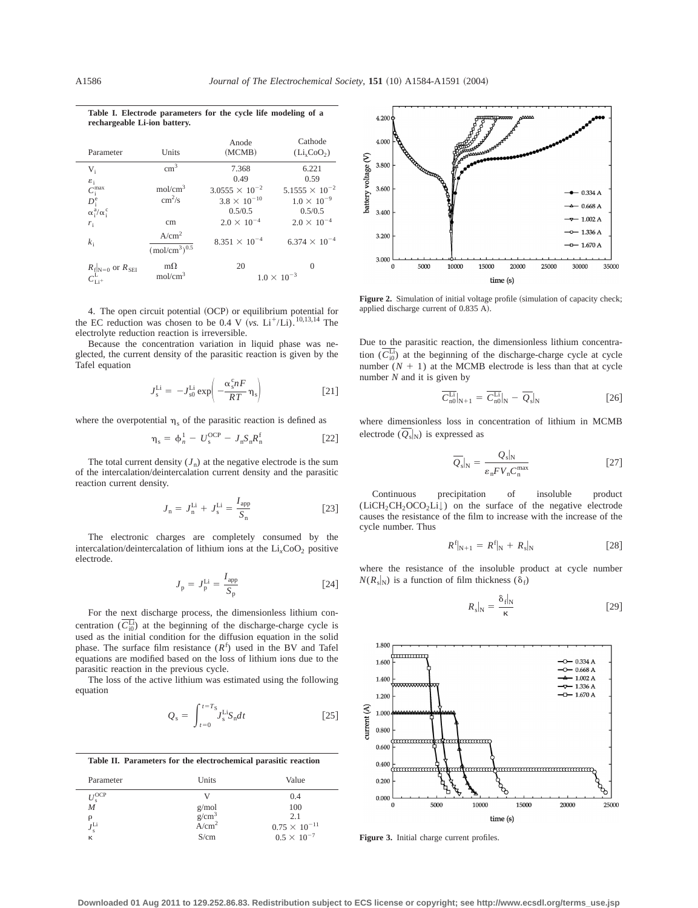**Table I. Electrode parameters for the cycle life modeling of a rechargeable Li-ion battery.**

| Parameter | Units | Anode (MCMB) | Cathode ($Li_xCoO_2$) |
|---|---|---|---|
| $V_i$ | $cm^3$ | 7.368 | 6.221 |
| $\varepsilon_i$ | | 0.49 | 0.59 |
| $C_i^{max}$ | $mol/cm^3$ | $3.0555 \times 10^{-2}$ | $5.1555 \times 10^{-2}$ |
| $D_i^e$ | $cm^2/s$ | $3.8 \times 10^{-10}$ | $1.0 \times 10^{-9}$ |
| $\alpha_i^a/\alpha_i^c$ | | 0.5/0.5 | 0.5/0.5 |
| $r_i$ | cm | $2.0 \times 10^{-4}$ | $2.0 \times 10^{-4}$ |
| $k_i$ | $\dfrac{A/cm^2}{(mol/cm^3)^{0.5}}$ | $8.351 \times 10^{-4}$ | $6.374 \times 10^{-4}$ |
| $R_f\vert_{N=0}$ or $R_{SEI}$ | mΩ | 20 | 0 |
| $C_{Li^+}^L$ | $mol/cm^3$ | $1.0 \times 10^{-3}$ | |

4. The open circuit potential (OCP) or equilibrium potential for the EC reduction was chosen to be 0.4 V (*vs.* $Li^+/Li$).[10,13,14] The electrolyte reduction reaction is irreversible.

Because the concentration variation in liquid phase was neglected, the current density of the parasitic reaction is given by the Tafel equation

$$J_s^{Li} = -J_{s0}^{Li} \exp\left(-\frac{\alpha_s^c nF}{RT}\eta_s\right) \qquad [21]$$

where the overpotential $\eta_s$ of the parasitic reaction is defined as

$$\eta_s = \phi_n^1 - U_s^{OCP} - J_n S_n R_n^f \qquad [22]$$

The total current density ($J_n$) at the negative electrode is the sum of the intercalation/deintercalation current density and the parasitic reaction current density.

$$J_n = J_n^{Li} + J_s^{Li} = \frac{I_{app}}{S_n} \qquad [23]$$

The electronic charges are completely consumed by the intercalation/deintercalation of lithium ions at the $Li_xCoO_2$ positive electrode.

$$J_p = J_p^{Li} = \frac{I_{app}}{S_p} \qquad [24]$$

For the next discharge process, the dimensionless lithium concentration ($\overline{C_{i0}^{Li}}$) at the beginning of the discharge-charge cycle is used as the initial condition for the diffusion equation in the solid phase. The surface film resistance ($R^f$) used in the BV and Tafel equations are modified based on the loss of lithium ions due to the parasitic reaction in the previous cycle.

The loss of the active lithium was estimated using the following equation

$$Q_s = \int_{t=0}^{t=T_S} J_s^{Li} S_n dt \qquad [25]$$

**Table II. Parameters for the electrochemical parasitic reaction**

| Parameter | Units | Value |
|---|---|---|
| $U_s^{OCP}$ | V | 0.4 |
| $M$ | g/mol | 100 |
| $\rho$ | $g/cm^3$ | 2.1 |
| $J_s^{Li}$ | $A/cm^2$ | $0.75 \times 10^{-11}$ |
| $\kappa$ | S/cm | $0.5 \times 10^{-7}$ |

**Figure 2.** Simulation of initial voltage profile (simulation of capacity check; applied discharge current of 0.835 A).

Due to the parasitic reaction, the dimensionless lithium concentration ($\overline{C_{i0}^{Li}}$) at the beginning of the discharge-charge cycle at cycle number ($N + 1$) at the MCMB electrode is less than that at cycle number $N$ and it is given by

$$\overline{C_{n0}^{Li}}\big|_{N+1} = \overline{C_{n0}^{Li}}\big|_N - \overline{Q_s}\big|_N \qquad [26]$$

where dimensionless loss in concentration of lithium in MCMB electrode ($\overline{Q_s}|_N$) is expressed as

$$\overline{Q_s}\big|_N = \frac{Q_s|_N}{\varepsilon_n F V_n C_n^{max}} \qquad [27]$$

Continuous precipitation of insoluble product ($LiCH_2CH_2OCO_2Li\downarrow$) on the surface of the negative electrode causes the resistance of the film to increase with the increase of the cycle number. Thus

$$R^f|_{N+1} = R^f|_N + R_s|_N \qquad [28]$$

where the resistance of the insoluble product at cycle number $N(R_s|_N)$ is a function of film thickness ($\delta_f$)

$$R_s|_N = \frac{\delta_f|_N}{\kappa} \qquad [29]$$

**Figure 3.** Initial charge current profiles.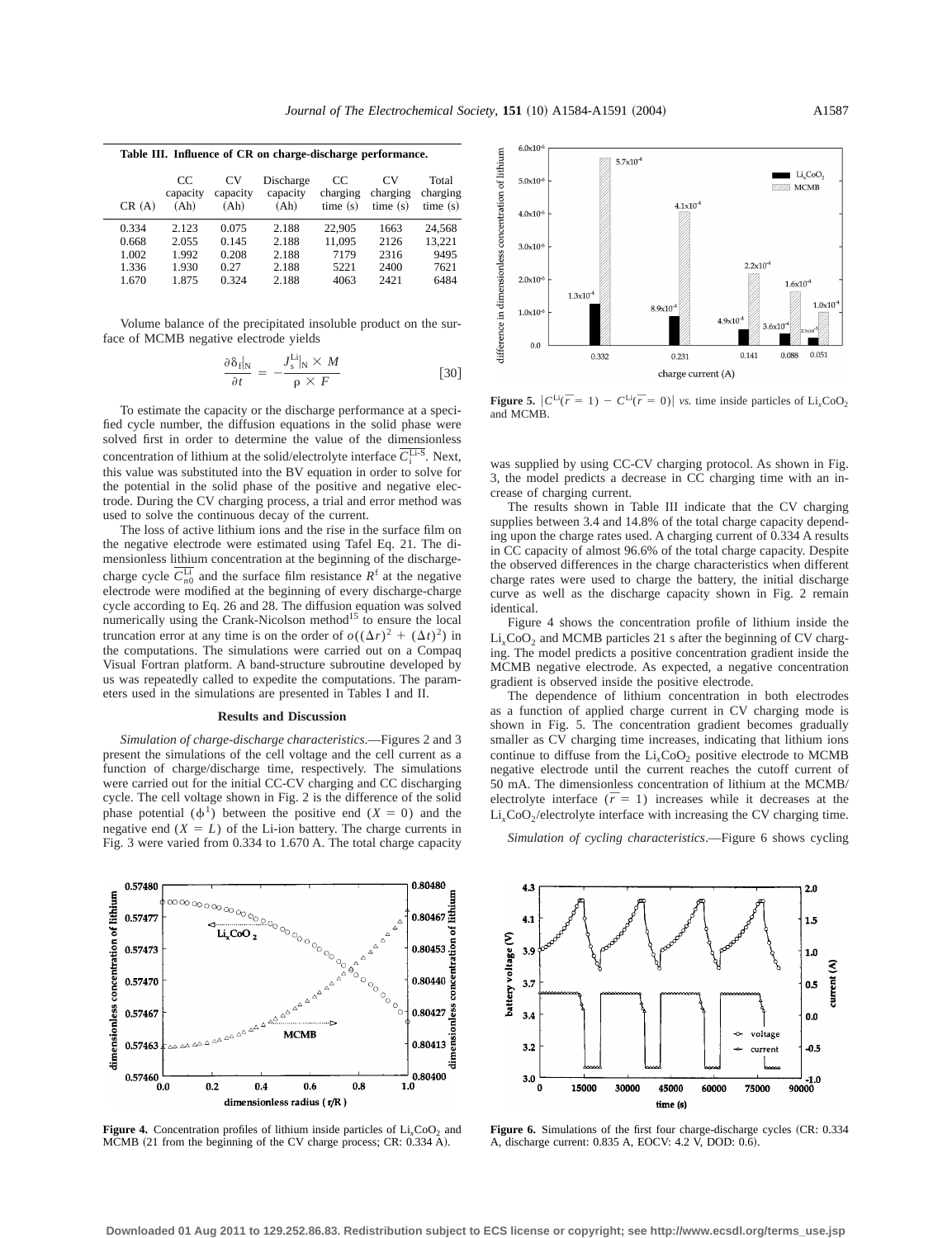**Table III. Influence of CR on charge-discharge performance.**

| CR (A) | CC capacity (Ah) | CV capacity (Ah) | Discharge capacity (Ah) | CC charging time (s) | CV charging time (s) | Total charging time (s) |
|---|---|---|---|---|---|---|
| 0.334 | 2.123 | 0.075 | 2.188 | 22,905 | 1663 | 24,568 |
| 0.668 | 2.055 | 0.145 | 2.188 | 11,095 | 2126 | 13,221 |
| 1.002 | 1.992 | 0.208 | 2.188 | 7179 | 2316 | 9495 |
| 1.336 | 1.930 | 0.27 | 2.188 | 5221 | 2400 | 7621 |
| 1.670 | 1.875 | 0.324 | 2.188 | 4063 | 2421 | 6484 |

Volume balance of the precipitated insoluble product on the surface of MCMB negative electrode yields

$$\frac{\partial \delta_f|_N}{\partial t} = -\frac{J_s^{Li}|_N \times M}{\rho \times F} \quad [30]$$

To estimate the capacity or the discharge performance at a specified cycle number, the diffusion equations in the solid phase were solved first in order to determine the value of the dimensionless concentration of lithium at the solid/electrolyte interface $\overline{C_i^{Li\text{-}S}}$. Next, this value was substituted into the BV equation in order to solve for the potential in the solid phase of the positive and negative electrode. During the CV charging process, a trial and error method was used to solve the continuous decay of the current.

The loss of active lithium ions and the rise in the surface film on the negative electrode were estimated using Tafel Eq. 21. The dimensionless lithium concentration at the beginning of the discharge-charge cycle $\overline{C_{n0}^{Li}}$ and the surface film resistance $R^f$ at the negative electrode were modified at the beginning of every discharge-charge cycle according to Eq. 26 and 28. The diffusion equation was solved numerically using the Crank-Nicolson method[15] to ensure the local truncation error at any time is on the order of $o((\Delta r)^2 + (\Delta t)^2)$ in the computations. The simulations were carried out on a Compaq Visual Fortran platform. A band-structure subroutine developed by us was repeatedly called to expedite the computations. The parameters used in the simulations are presented in Tables I and II.

## Results and Discussion

*Simulation of charge-discharge characteristics.*—Figures 2 and 3 present the simulations of the cell voltage and the cell current as a function of charge/discharge time, respectively. The simulations were carried out for the initial CC-CV charging and CC discharging cycle. The cell voltage shown in Fig. 2 is the difference of the solid phase potential ($\phi^1$) between the positive end ($X = 0$) and the negative end ($X = L$) of the Li-ion battery. The charge currents in Fig. 3 were varied from 0.334 to 1.670 A. The total charge capacity was supplied by using CC-CV charging protocol. As shown in Fig. 3, the model predicts a decrease in CC charging time with an increase of charging current.

The results shown in Table III indicate that the CV charging supplies between 3.4 and 14.8% of the total charge capacity depending upon the charge rates used. A charging current of 0.334 A results in CC capacity of almost 96.6% of the total charge capacity. Despite the observed differences in the charge characteristics when different charge rates were used to charge the battery, the initial discharge curve as well as the discharge capacity shown in Fig. 2 remain identical.

Figure 4 shows the concentration profile of lithium inside the $Li_xCoO_2$ and MCMB particles 21 s after the beginning of CV charging. The model predicts a positive concentration gradient inside the MCMB negative electrode. As expected, a negative concentration gradient is observed inside the positive electrode.

The dependence of lithium concentration in both electrodes as a function of applied charge current in CV charging mode is shown in Fig. 5. The concentration gradient becomes gradually smaller as CV charging time increases, indicating that lithium ions continue to diffuse from the $Li_xCoO_2$ positive electrode to MCMB negative electrode until the current reaches the cutoff current of 50 mA. The dimensionless concentration of lithium at the MCMB/electrolyte interface ($\bar{r} = 1$) increases while it decreases at the $Li_xCoO_2$/electrolyte interface with increasing the CV charging time.

**Figure 4.** Concentration profiles of lithium inside particles of $Li_xCoO_2$ and MCMB (21 from the beginning of the CV charge process; CR: 0.334 A).

**Figure 5.** $|C^{Li}(\bar{r} = 1) - C^{Li}(\bar{r} = 0)|$ *vs.* time inside particles of $Li_xCoO_2$ and MCMB.

**Figure 6.** Simulations of the first four charge-discharge cycles (CR: 0.334 A, discharge current: 0.835 A, EOCV: 4.2 V, DOD: 0.6).

*Simulation of cycling characteristics.*—Figure 6 shows cycling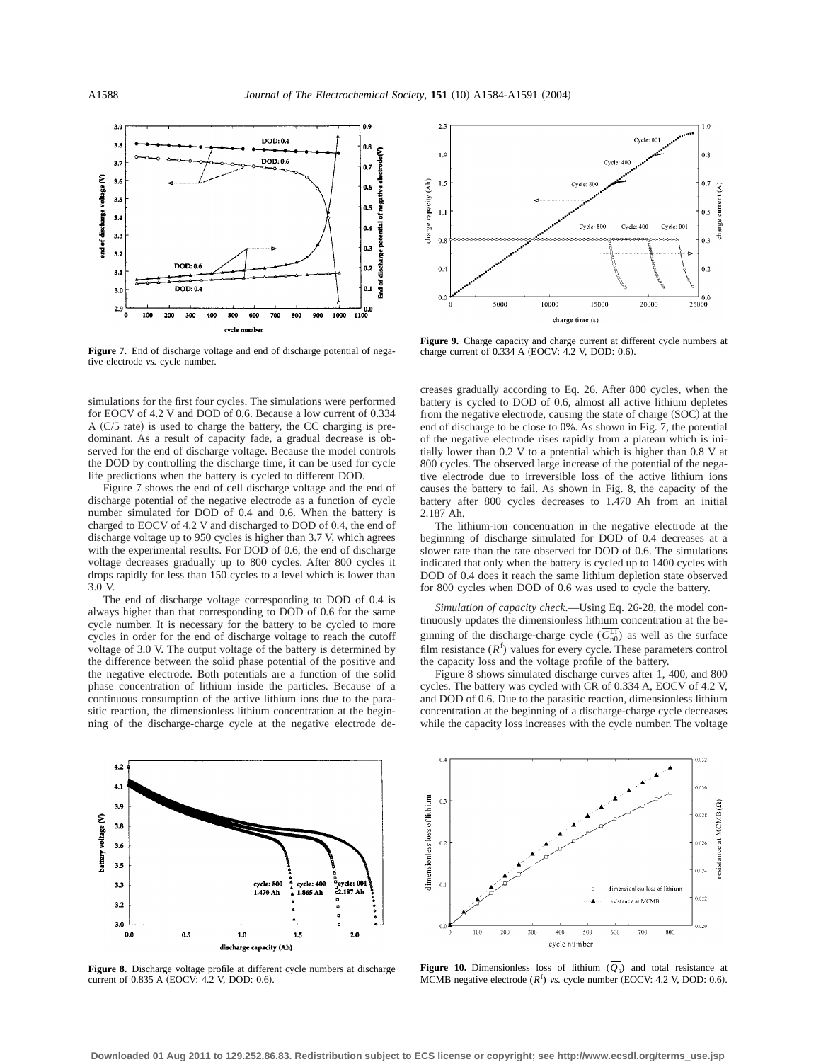**Figure 7.** End of discharge voltage and end of discharge potential of negative electrode *vs.* cycle number.

**Figure 9.** Charge capacity and charge current at different cycle numbers at charge current of 0.334 A (EOCV: 4.2 V, DOD: 0.6).

simulations for the first four cycles. The simulations were performed for EOCV of 4.2 V and DOD of 0.6. Because a low current of 0.334 A (C/5 rate) is used to charge the battery, the CC charging is predominant. As a result of capacity fade, a gradual decrease is observed for the end of discharge voltage. Because the model controls the DOD by controlling the discharge time, it can be used for cycle life predictions when the battery is cycled to different DOD.

Figure 7 shows the end of cell discharge voltage and the end of discharge potential of the negative electrode as a function of cycle number simulated for DOD of 0.4 and 0.6. When the battery is charged to EOCV of 4.2 V and discharged to DOD of 0.4, the end of discharge voltage up to 950 cycles is higher than 3.7 V, which agrees with the experimental results. For DOD of 0.6, the end of discharge voltage decreases gradually up to 800 cycles. After 800 cycles it drops rapidly for less than 150 cycles to a level which is lower than 3.0 V.

The end of discharge voltage corresponding to DOD of 0.4 is always higher than that corresponding to DOD of 0.6 for the same cycle number. It is necessary for the battery to be cycled to more cycles in order for the end of discharge voltage to reach the cutoff voltage of 3.0 V. The output voltage of the battery is determined by the difference between the solid phase potential of the positive and the negative electrode. Both potentials are a function of the solid phase concentration of lithium inside the particles. Because of a continuous consumption of the active lithium ions due to the parasitic reaction, the dimensionless lithium concentration at the beginning of the discharge-charge cycle at the negative electrode decreases gradually according to Eq. 26. After 800 cycles, when the battery is cycled to DOD of 0.6, almost all active lithium depletes from the negative electrode, causing the state of charge (SOC) at the end of discharge to be close to 0%. As shown in Fig. 7, the potential of the negative electrode rises rapidly from a plateau which is initially lower than 0.2 V to a potential which is higher than 0.8 V at 800 cycles. The observed large increase of the potential of the negative electrode due to irreversible loss of the active lithium ions causes the battery to fail. As shown in Fig. 8, the capacity of the battery after 800 cycles decreases to 1.470 Ah from an initial 2.187 Ah.

The lithium-ion concentration in the negative electrode at the beginning of discharge simulated for DOD of 0.4 decreases at a slower rate than the rate observed for DOD of 0.6. The simulations indicated that only when the battery is cycled up to 1400 cycles with DOD of 0.4 does it reach the same lithium depletion state observed for 800 cycles when DOD of 0.6 was used to cycle the battery.

*Simulation of capacity check*.—Using Eq. 26-28, the model continuously updates the dimensionless lithium concentration at the beginning of the discharge-charge cycle ($\overline{C_{\mathrm{n}0}^{\mathrm{Li}}}$) as well as the surface film resistance ($R^{\mathrm{f}}$) values for every cycle. These parameters control the capacity loss and the voltage profile of the battery.

Figure 8 shows simulated discharge curves after 1, 400, and 800 cycles. The battery was cycled with CR of 0.334 A, EOCV of 4.2 V, and DOD of 0.6. Due to the parasitic reaction, dimensionless lithium concentration at the beginning of a discharge-charge cycle decreases while the capacity loss increases with the cycle number. The voltage

**Figure 8.** Discharge voltage profile at different cycle numbers at discharge current of 0.835 A (EOCV: 4.2 V, DOD: 0.6).

**Figure 10.** Dimensionless loss of lithium ($\overline{Q_{\mathrm{s}}}$) and total resistance at MCMB negative electrode ($R^{\mathrm{f}}$) *vs.* cycle number (EOCV: 4.2 V, DOD: 0.6).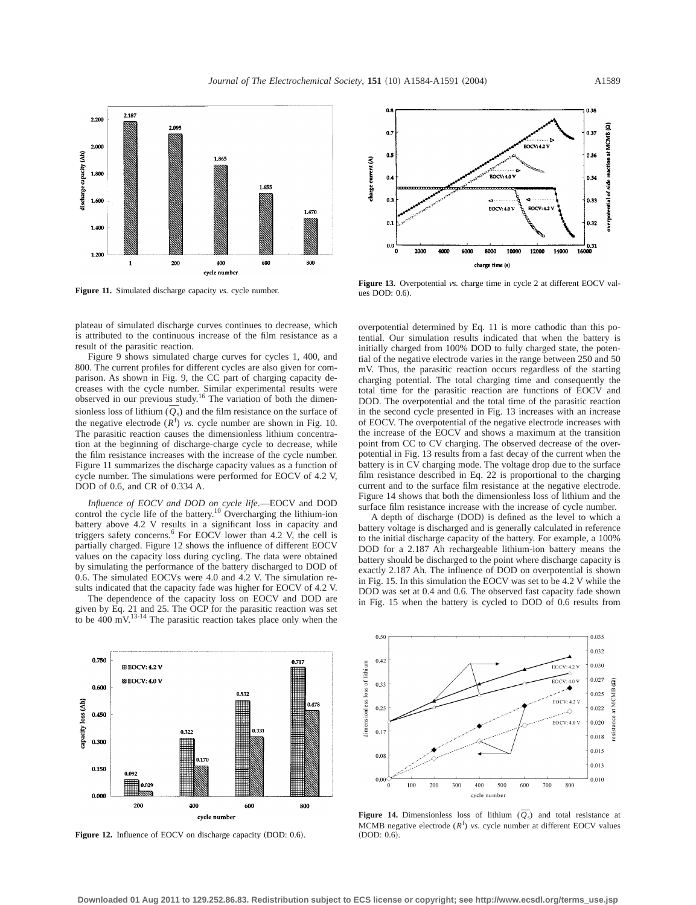Figure 11. Simulated discharge capacity *vs.* cycle number.

plateau of simulated discharge curves continues to decrease, which is attributed to the continuous increase of the film resistance as a result of the parasitic reaction.

Figure 9 shows simulated charge curves for cycles 1, 400, and 800. The current profiles for different cycles are also given for comparison. As shown in Fig. 9, the CC part of charging capacity decreases with the cycle number. Similar experimental results were observed in our previous study.[16] The variation of both the dimensionless loss of lithium ($\overline{Q_s}$) and the film resistance on the surface of the negative electrode ($R^f$) *vs.* cycle number are shown in Fig. 10. The parasitic reaction causes the dimensionless lithium concentration at the beginning of discharge-charge cycle to decrease, while the film resistance increases with the increase of the cycle number. Figure 11 summarizes the discharge capacity values as a function of cycle number. The simulations were performed for EOCV of 4.2 V, DOD of 0.6, and CR of 0.334 A.

*Influence of EOCV and DOD on cycle life*.—EOCV and DOD control the cycle life of the battery.[10] Overcharging the lithium-ion battery above 4.2 V results in a significant loss in capacity and triggers safety concerns.[6] For EOCV lower than 4.2 V, the cell is partially charged. Figure 12 shows the influence of different EOCV values on the capacity loss during cycling. The data were obtained by simulating the performance of the battery discharged to DOD of 0.6. The simulated EOCVs were 4.0 and 4.2 V. The simulation results indicated that the capacity fade was higher for EOCV of 4.2 V.

The dependence of the capacity loss on EOCV and DOD are given by Eq. 21 and 25. The OCP for the parasitic reaction was set to be 400 mV.[13-14] The parasitic reaction takes place only when the

Figure 12. Influence of EOCV on discharge capacity (DOD: 0.6).

Figure 13. Overpotential *vs.* charge time in cycle 2 at different EOCV values DOD: 0.6).

overpotential determined by Eq. 11 is more cathodic than this potential. Our simulation results indicated that when the battery is initially charged from 100% DOD to fully charged state, the potential of the negative electrode varies in the range between 250 and 50 mV. Thus, the parasitic reaction occurs regardless of the starting charging potential. The total charging time and consequently the total time for the parasitic reaction are functions of EOCV and DOD. The overpotential and the total time of the parasitic reaction in the second cycle presented in Fig. 13 increases with an increase of EOCV. The overpotential of the negative electrode increases with the increase of the EOCV and shows a maximum at the transition point from CC to CV charging. The observed decrease of the overpotential in Fig. 13 results from a fast decay of the current when the battery is in CV charging mode. The voltage drop due to the surface film resistance described in Eq. 22 is proportional to the charging current and to the surface film resistance at the negative electrode. Figure 14 shows that both the dimensionless loss of lithium and the surface film resistance increase with the increase of cycle number.

A depth of discharge (DOD) is defined as the level to which a battery voltage is discharged and is generally calculated in reference to the initial discharge capacity of the battery. For example, a 100% DOD for a 2.187 Ah rechargeable lithium-ion battery means the battery should be discharged to the point where discharge capacity is exactly 2.187 Ah. The influence of DOD on overpotential is shown in Fig. 15. In this simulation the EOCV was set to be 4.2 V while the DOD was set at 0.4 and 0.6. The observed fast capacity fade shown in Fig. 15 when the battery is cycled to DOD of 0.6 results from

Figure 14. Dimensionless loss of lithium ($\overline{Q_s}$) and total resistance at MCMB negative electrode ($R^f$) *vs.* cycle number at different EOCV values (DOD: 0.6).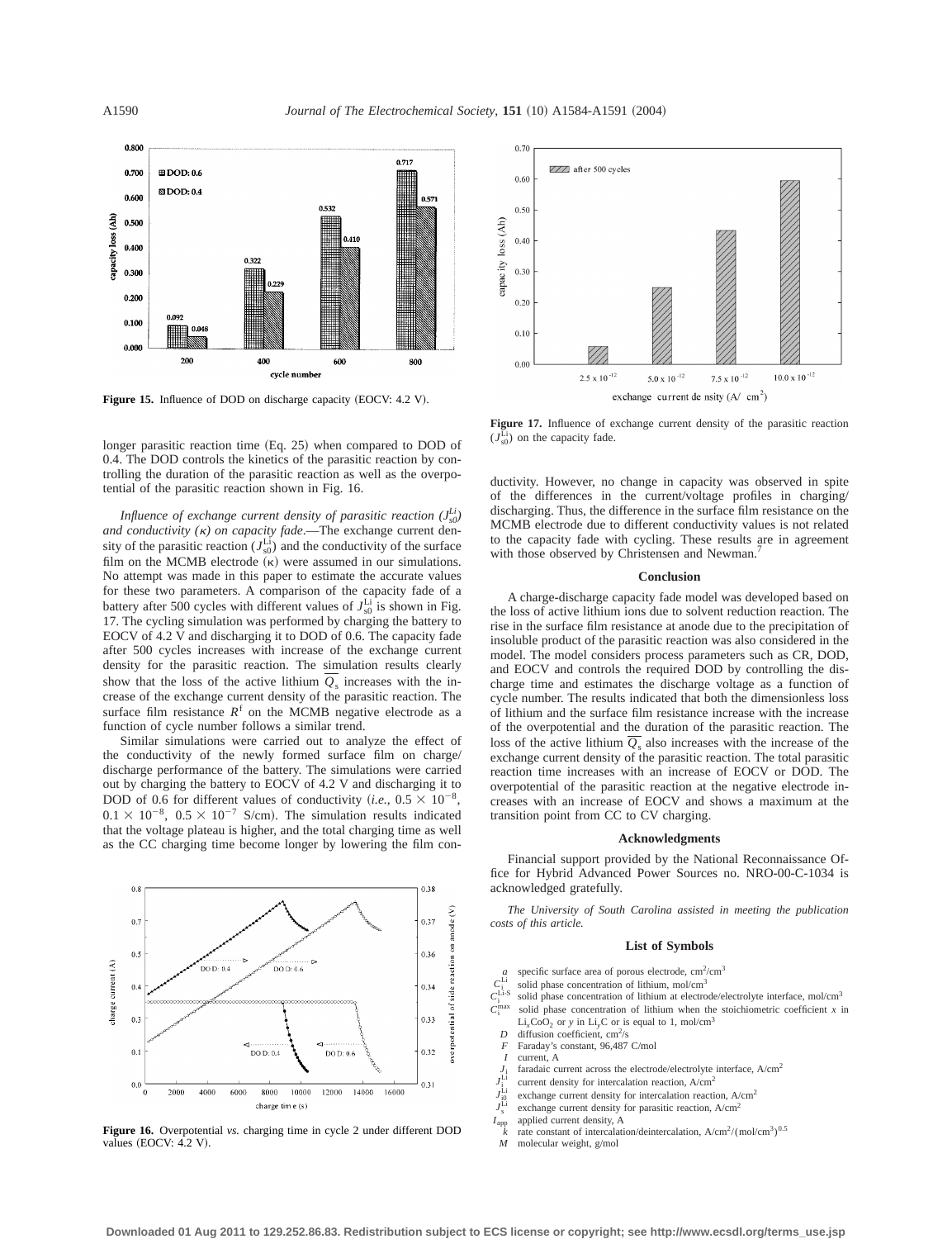Figure 15. Influence of DOD on discharge capacity (EOCV: 4.2 V).

longer parasitic reaction time (Eq. 25) when compared to DOD of 0.4. The DOD controls the kinetics of the parasitic reaction by controlling the duration of the parasitic reaction as well as the overpotential of the parasitic reaction shown in Fig. 16.

*Influence of exchange current density of parasitic reaction ($J_{s0}^{Li}$) and conductivity ($\kappa$) on capacity fade*.—The exchange current density of the parasitic reaction ($J_{s0}^{Li}$) and the conductivity of the surface film on the MCMB electrode ($\kappa$) were assumed in our simulations. No attempt was made in this paper to estimate the accurate values for these two parameters. A comparison of the capacity fade of a battery after 500 cycles with different values of $J_{s0}^{Li}$ is shown in Fig. 17. The cycling simulation was performed by charging the battery to EOCV of 4.2 V and discharging it to DOD of 0.6. The capacity fade after 500 cycles increases with increase of the exchange current density for the parasitic reaction. The simulation results clearly show that the loss of the active lithium $\overline{Q_s}$ increases with the increase of the exchange current density of the parasitic reaction. The surface film resistance $R^f$ on the MCMB negative electrode as a function of cycle number follows a similar trend.

Similar simulations were carried out to analyze the effect of the conductivity of the newly formed surface film on charge/discharge performance of the battery. The simulations were carried out by charging the battery to EOCV of 4.2 V and discharging it to DOD of 0.6 for different values of conductivity (*i.e.*, $0.5 \times 10^{-8}$, $0.1 \times 10^{-8}$, $0.5 \times 10^{-7}$ S/cm). The simulation results indicated that the voltage plateau is higher, and the total charging time as well as the CC charging time become longer by lowering the film conductivity. However, no change in capacity was observed in spite of the differences in the current/voltage profiles in charging/discharging. Thus, the difference in the surface film resistance on the MCMB electrode due to different conductivity values is not related to the capacity fade with cycling. These results are in agreement with those observed by Christensen and Newman.[7]

Figure 16. Overpotential *vs.* charging time in cycle 2 under different DOD values (EOCV: 4.2 V).

Figure 17. Influence of exchange current density of the parasitic reaction ($J_{s0}^{Li}$) on the capacity fade.

## Conclusion

A charge-discharge capacity fade model was developed based on the loss of active lithium ions due to solvent reduction reaction. The rise in the surface film resistance at anode due to the precipitation of insoluble product of the parasitic reaction was also considered in the model. The model considers process parameters such as CR, DOD, and EOCV and controls the required DOD by controlling the discharge time and estimates the discharge voltage as a function of cycle number. The results indicated that both the dimensionless loss of lithium and the surface film resistance increase with the increase of the overpotential and the duration of the parasitic reaction. The loss of the active lithium $\overline{Q_s}$ also increases with the increase of the exchange current density of the parasitic reaction. The total parasitic reaction time increases with an increase of EOCV or DOD. The overpotential of the parasitic reaction at the negative electrode increases with an increase of EOCV and shows a maximum at the transition point from CC to CV charging.

## Acknowledgments

Financial support provided by the National Reconnaissance Office for Hybrid Advanced Power Sources no. NRO-00-C-1034 is acknowledged gratefully.

*The University of South Carolina assisted in meeting the publication costs of this article.*

## List of Symbols

- $a$ specific surface area of porous electrode, $cm^2/cm^3$
- $C_i^{Li}$ solid phase concentration of lithium, $mol/cm^3$
- $C_i^{Li\text{-}S}$ solid phase concentration of lithium at electrode/electrolyte interface, $mol/cm^3$
- $C_i^{max}$ solid phase concentration of lithium when the stoichiometric coefficient $x$ in $Li_xCoO_2$ or $y$ in $Li_yC$ or is equal to 1, $mol/cm^3$
- $D$ diffusion coefficient, $cm^2/s$
- $F$ Faraday's constant, 96,487 C/mol
- $I$ current, A
- $J_i$ faradaic current across the electrode/electrolyte interface, $A/cm^2$
- $J_j^{Li}$ current density for intercalation reaction, $A/cm^2$
- $J_{i0}^{Li}$ exchange current density for intercalation reaction, $A/cm^2$
- $J_s^{Li}$ exchange current density for parasitic reaction, $A/cm^2$
- $I_{app}$ applied current density, A
- $k$ rate constant of intercalation/deintercalation, $A/cm^2/(mol/cm^3)^{0.5}$
- $M$ molecular weight, g/mol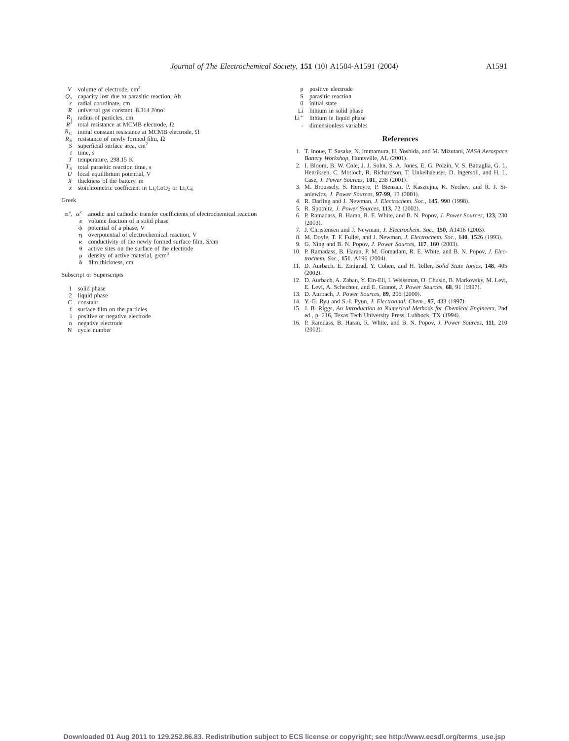$V$ volume of electrode, $cm^3$
$Q_s$ capacity lost due to parasitic reaction, Ah
$r$ radial coordinate, cm
$R$ universal gas constant, 8.314 J/mol
$R_i$ radius of particles, cm
$R^f$ total resistance at MCMB electrode, Ω
$R_C$ initial constant resistance at MCMB electrode, Ω
$R_S$ resistance of newly formed film, Ω
$S$ superficial surface area, $cm^2$
$t$ time, s
$T$ temperature, 298.15 K
$T_S$ total parasitic reaction time, s
$U$ local equilibrium potential, V
$X$ thickness of the battery, m
$x$ stoichiometric coefficient in $Li_xCoO_2$ or $Li_xC_6$

Greek

$\alpha^a$, $\alpha^c$ anodic and cathodic transfer coefficients of electrochemical reaction
$\varepsilon$ volume fraction of a solid phase
$\phi$ potential of a phase, V
$\eta$ overpotential of electrochemical reaction, V
$\kappa$ conductivity of the newly formed surface film, S/cm
$\theta$ active sites on the surface of the electrode
$\rho$ density of active material, $g/cm^3$
$\delta$ film thickness, cm

Subscript or Superscripts

1 solid phase
2 liquid phase
C constant
f surface film on the particles
i positive or negative electrode
n negative electrode
N cycle number
p positive electrode
S parasitic reaction
0 initial state
Li lithium in solid phase
$Li^+$ lithium in liquid phase
- dimensionless variables

## References

1. T. Inoue, T. Sasake, N. Immamura, H. Yoshida, and M. Mizutani, *NASA Aerospace Battery Workshop*, Huntsville, AL (2001).
2. I. Bloom, B. W. Cole, J. J. Sohn, S. A. Jones, E. G. Polzin, V. S. Battaglia, G. L. Henriksen, C. Motloch, R. Richardson, T. Unkelhaeuser, D. Ingersoll, and H. L. Case, *J. Power Sources*, **101**, 238 (2001).
3. M. Broussely, S. Hereyre, P. Biensan, P. Kasztejna, K. Nechev, and R. J. Staniewicz, *J. Power Sources*, **97-99**, 13 (2001).
4. R. Darling and J. Newman, *J. Electrochem. Soc.*, **145**, 990 (1998).
5. R. Spotnitz, *J. Power Sources*, **113**, 72 (2002).
6. P. Ramadass, B. Haran, R. E. White, and B. N. Popov, *J. Power Sources*, **123**, 230 (2003).
7. J. Christensen and J. Newman, *J. Electrochem. Soc.*, **150**, A1416 (2003).
8. M. Doyle, T. F. Fuller, and J. Newman, *J. Electrochem. Soc.*, **140**, 1526 (1993).
9. G. Ning and B. N. Popov, *J. Power Sources*, **117**, 160 (2003).
10. P. Ramadass, B. Haran, P. M. Gomadam, R. E. White, and B. N. Popov, *J. Electrochem. Soc.*, **151**, A196 (2004).
11. D. Aurbach, E. Zinigrad, Y. Cohen, and H. Teller, *Solid State Ionics*, **148**, 405 (2002).
12. D. Aurbach, A. Zaban, Y. Ein-Eli, I. Weissman, O. Chusid, B. Markovsky, M. Levi, E. Levi, A. Schechter, and E. Granot, *J. Power Sources*, **68**, 91 (1997).
13. D. Aurbach, *J. Power Sources*, **89**, 206 (2000).
14. Y.-G. Ryu and S.-I. Pyun, *J. Electroanal. Chem.*, **97**, 433 (1997).
15. J. B. Riggs, *An Introduction to Numerical Methods for Chemical Engineers*, 2nd ed., p. 216, Texas Tech University Press, Lubbock, TX (1994).
16. P. Ramdass, B. Haran, R. White, and B. N. Popov, *J. Power Sources*, **111**, 210 (2002).